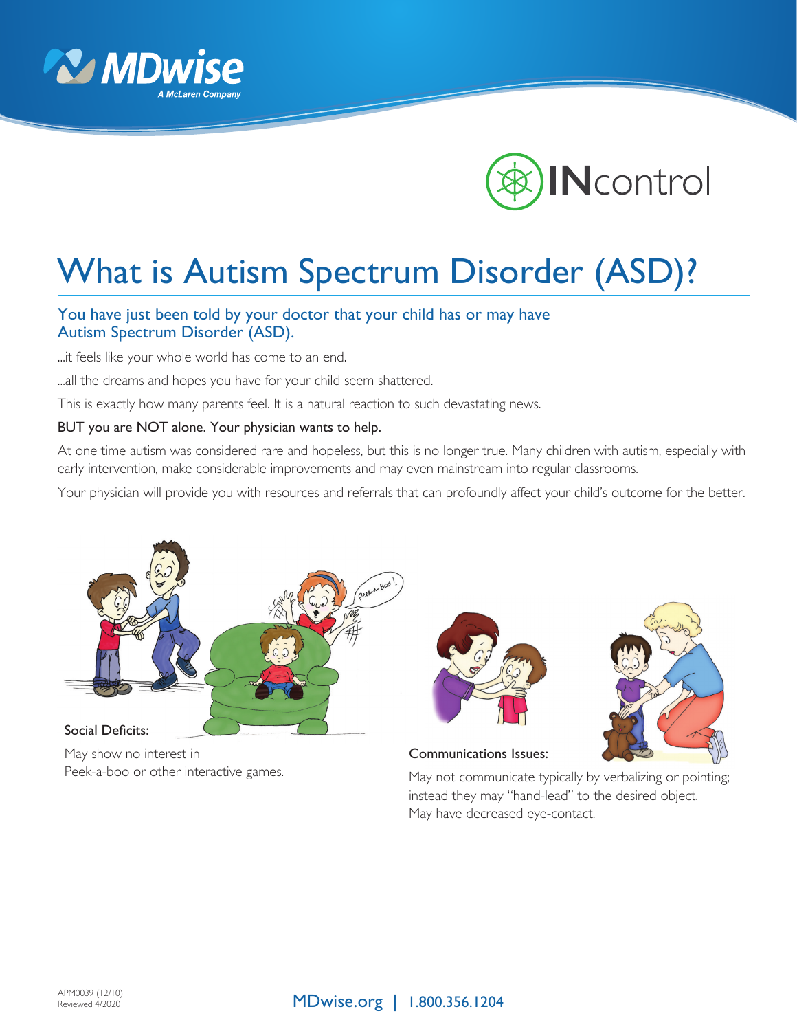# What is Autism Spectrum Disorder (ASD)?

## You have just been told by your doctor that your child has or may have Autism Spectrum Disorder (ASD).

...it feels like your whole world has come to an end.

...all the dreams and hopes you have for your child seem shattered.

This is exactly how many parents feel. It is a natural reaction to such devastating news.

**BUT you are NOT alone. Your physician wants to help.**

At one time autism was considered rare and hopeless, but this is no longer true. Many children with autism, especially with early intervention, make considerable improvements and may even mainstream into regular classrooms.

Your physician will provide you with resources and referrals that can profoundly affect your child's outcome for the better.

Social Deficits:

May show no interest in Peek-a-boo or other interactive games.

Communications Issues:

May not communicate typically by verbalizing or pointing; instead they may "hand-lead" to the desired object. May have decreased eye-contact.

APM0039 (12/10)
Reviewed 4/2020

MDwise.org | 1.800.356.1204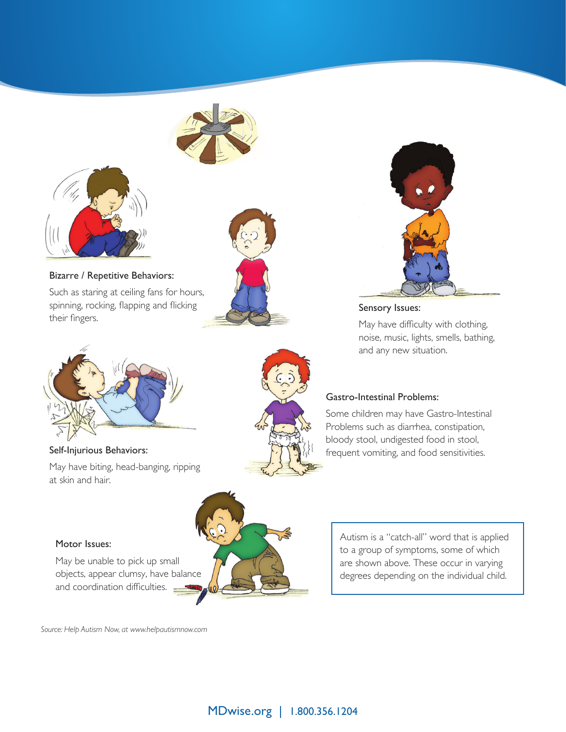### Bizarre / Repetitive Behaviors:

Such as staring at ceiling fans for hours, spinning, rocking, flapping and flicking their fingers.

### Sensory Issues:

May have difficulty with clothing, noise, music, lights, smells, bathing, and any new situation.

### Self-Injurious Behaviors:

May have biting, head-banging, ripping at skin and hair.

### Gastro-Intestinal Problems:

Some children may have Gastro-Intestinal Problems such as diarrhea, constipation, bloody stool, undigested food in stool, frequent vomiting, and food sensitivities.

### Motor Issues:

May be unable to pick up small objects, appear clumsy, have balance and coordination difficulties.

Autism is a "catch-all" word that is applied to a group of symptoms, some of which are shown above. These occur in varying degrees depending on the individual child.

*Source: Help Autism Now, at www.helpautismnow.com*

MDwise.org | 1.800.356.1204